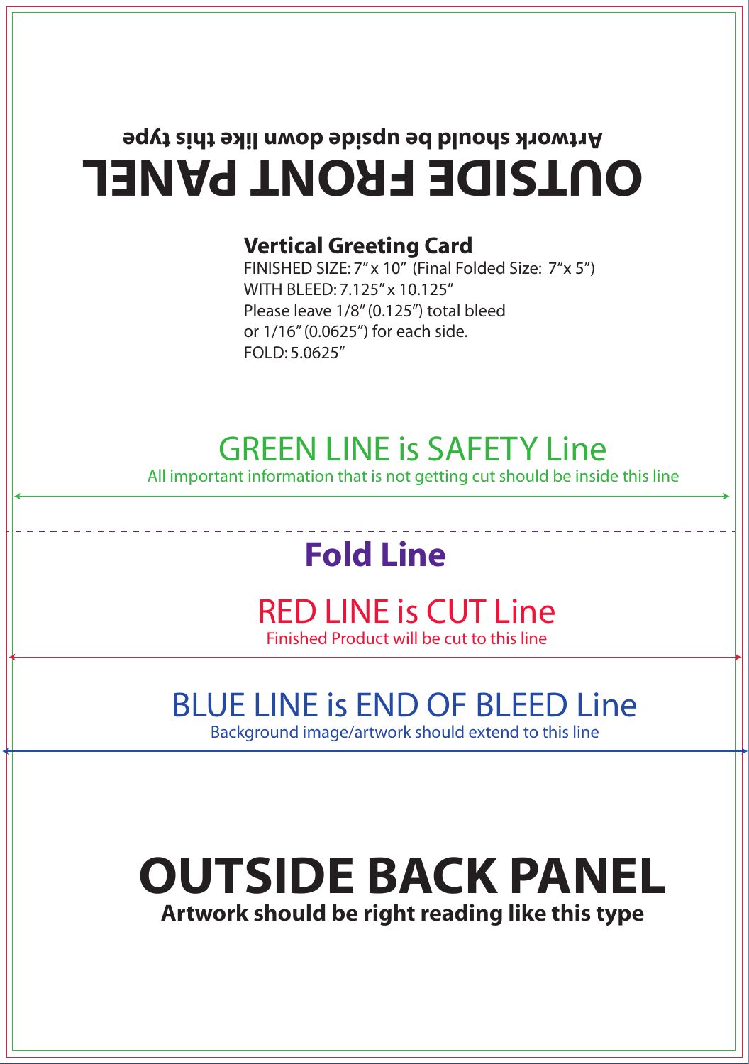Artwork should be upside down like this type

# OUTSIDE FRONT PANEL

**Vertical Greeting Card**

FINISHED SIZE: 7″ x 10″ (Final Folded Size: 7″x 5″)
WITH BLEED: 7.125″ x 10.125″
Please leave 1/8″ (0.125″) total bleed
or 1/16″ (0.0625″) for each side.
FOLD: 5.0625″

## GREEN LINE is SAFETY Line

All important information that is not getting cut should be inside this line

## Fold Line

## RED LINE is CUT Line

Finished Product will be cut to this line

## BLUE LINE is END OF BLEED Line

Background image/artwork should extend to this line

# OUTSIDE BACK PANEL

**Artwork should be right reading like this type**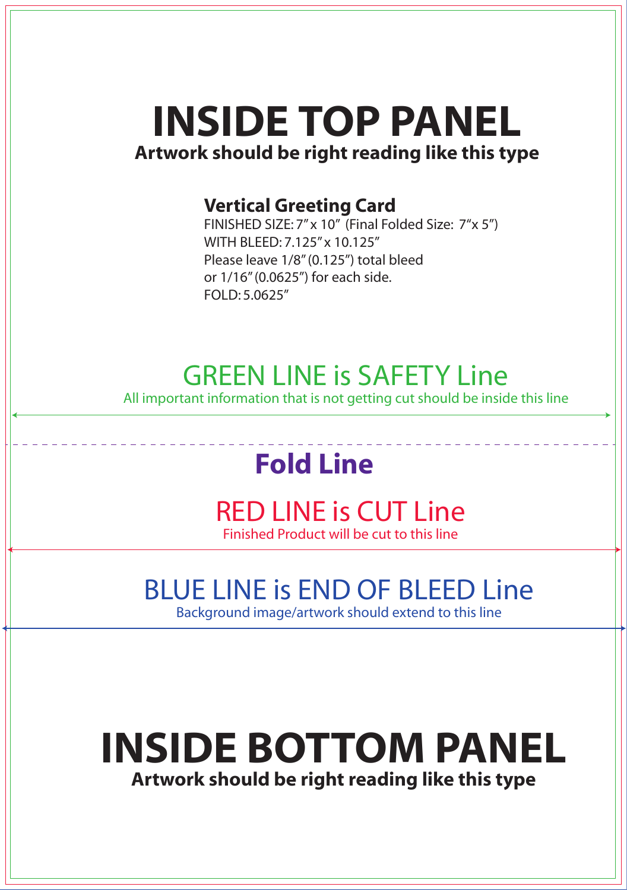# INSIDE TOP PANEL

**Artwork should be right reading like this type**

**Vertical Greeting Card**

FINISHED SIZE: 7" x 10" (Final Folded Size: 7"x 5")
WITH BLEED: 7.125" x 10.125"
Please leave 1/8" (0.125") total bleed
or 1/16" (0.0625") for each side.
FOLD: 5.0625"

## GREEN LINE is SAFETY Line

All important information that is not getting cut should be inside this line

## Fold Line

## RED LINE is CUT Line

Finished Product will be cut to this line

## BLUE LINE is END OF BLEED Line

Background image/artwork should extend to this line

# INSIDE BOTTOM PANEL

**Artwork should be right reading like this type**